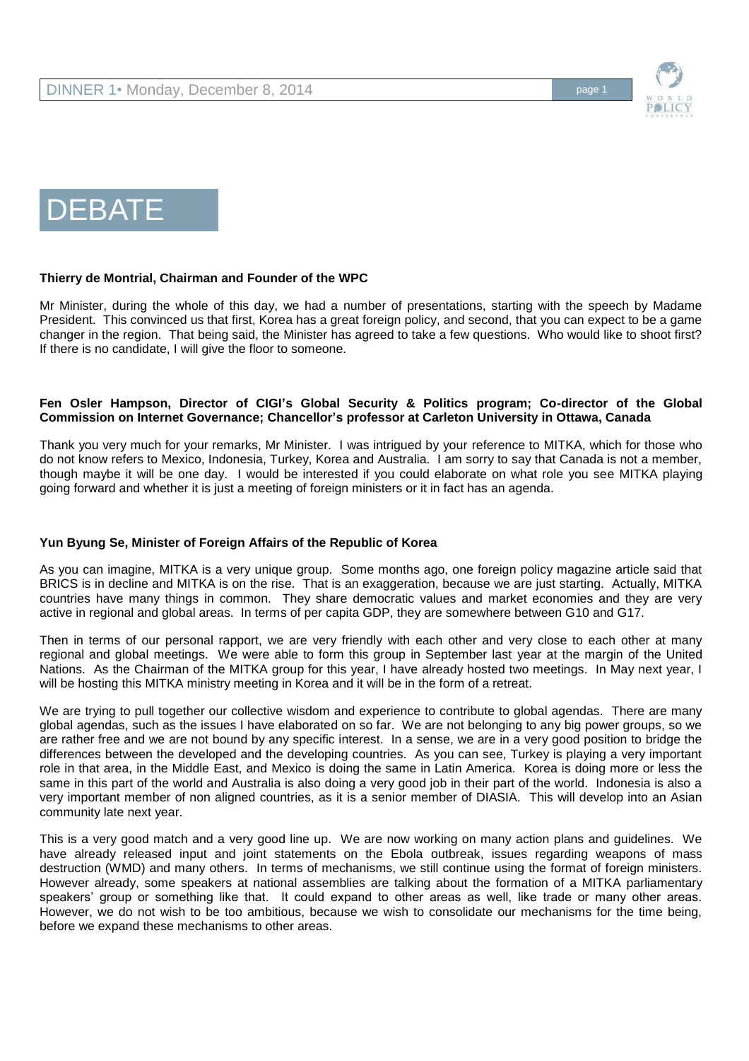# DEBATE

**Thierry de Montrial, Chairman and Founder of the WPC**

Mr Minister, during the whole of this day, we had a number of presentations, starting with the speech by Madame President. This convinced us that first, Korea has a great foreign policy, and second, that you can expect to be a game changer in the region. That being said, the Minister has agreed to take a few questions. Who would like to shoot first? If there is no candidate, I will give the floor to someone.

**Fen Osler Hampson, Director of CIGI's Global Security & Politics program; Co-director of the Global Commission on Internet Governance; Chancellor's professor at Carleton University in Ottawa, Canada**

Thank you very much for your remarks, Mr Minister. I was intrigued by your reference to MITKA, which for those who do not know refers to Mexico, Indonesia, Turkey, Korea and Australia. I am sorry to say that Canada is not a member, though maybe it will be one day. I would be interested if you could elaborate on what role you see MITKA playing going forward and whether it is just a meeting of foreign ministers or it in fact has an agenda.

**Yun Byung Se, Minister of Foreign Affairs of the Republic of Korea**

As you can imagine, MITKA is a very unique group. Some months ago, one foreign policy magazine article said that BRICS is in decline and MITKA is on the rise. That is an exaggeration, because we are just starting. Actually, MITKA countries have many things in common. They share democratic values and market economies and they are very active in regional and global areas. In terms of per capita GDP, they are somewhere between G10 and G17.

Then in terms of our personal rapport, we are very friendly with each other and very close to each other at many regional and global meetings. We were able to form this group in September last year at the margin of the United Nations. As the Chairman of the MITKA group for this year, I have already hosted two meetings. In May next year, I will be hosting this MITKA ministry meeting in Korea and it will be in the form of a retreat.

We are trying to pull together our collective wisdom and experience to contribute to global agendas. There are many global agendas, such as the issues I have elaborated on so far. We are not belonging to any big power groups, so we are rather free and we are not bound by any specific interest. In a sense, we are in a very good position to bridge the differences between the developed and the developing countries. As you can see, Turkey is playing a very important role in that area, in the Middle East, and Mexico is doing the same in Latin America. Korea is doing more or less the same in this part of the world and Australia is also doing a very good job in their part of the world. Indonesia is also a very important member of non aligned countries, as it is a senior member of DIASIA. This will develop into an Asian community late next year.

This is a very good match and a very good line up. We are now working on many action plans and guidelines. We have already released input and joint statements on the Ebola outbreak, issues regarding weapons of mass destruction (WMD) and many others. In terms of mechanisms, we still continue using the format of foreign ministers. However already, some speakers at national assemblies are talking about the formation of a MITKA parliamentary speakers' group or something like that. It could expand to other areas as well, like trade or many other areas. However, we do not wish to be too ambitious, because we wish to consolidate our mechanisms for the time being, before we expand these mechanisms to other areas.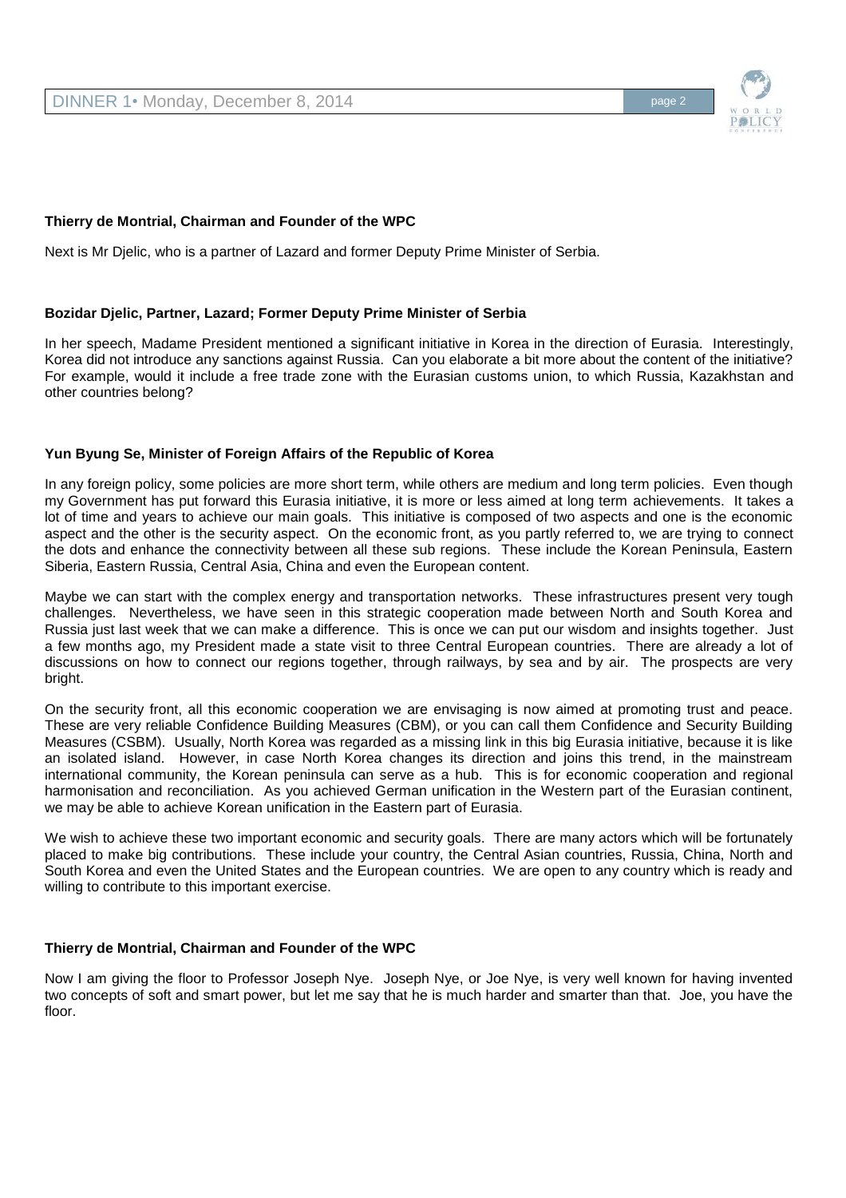**Thierry de Montrial, Chairman and Founder of the WPC**

Next is Mr Djelic, who is a partner of Lazard and former Deputy Prime Minister of Serbia.

**Bozidar Djelic, Partner, Lazard; Former Deputy Prime Minister of Serbia**

In her speech, Madame President mentioned a significant initiative in Korea in the direction of Eurasia. Interestingly, Korea did not introduce any sanctions against Russia. Can you elaborate a bit more about the content of the initiative? For example, would it include a free trade zone with the Eurasian customs union, to which Russia, Kazakhstan and other countries belong?

**Yun Byung Se, Minister of Foreign Affairs of the Republic of Korea**

In any foreign policy, some policies are more short term, while others are medium and long term policies. Even though my Government has put forward this Eurasia initiative, it is more or less aimed at long term achievements. It takes a lot of time and years to achieve our main goals. This initiative is composed of two aspects and one is the economic aspect and the other is the security aspect. On the economic front, as you partly referred to, we are trying to connect the dots and enhance the connectivity between all these sub regions. These include the Korean Peninsula, Eastern Siberia, Eastern Russia, Central Asia, China and even the European content.

Maybe we can start with the complex energy and transportation networks. These infrastructures present very tough challenges. Nevertheless, we have seen in this strategic cooperation made between North and South Korea and Russia just last week that we can make a difference. This is once we can put our wisdom and insights together. Just a few months ago, my President made a state visit to three Central European countries. There are already a lot of discussions on how to connect our regions together, through railways, by sea and by air. The prospects are very bright.

On the security front, all this economic cooperation we are envisaging is now aimed at promoting trust and peace. These are very reliable Confidence Building Measures (CBM), or you can call them Confidence and Security Building Measures (CSBM). Usually, North Korea was regarded as a missing link in this big Eurasia initiative, because it is like an isolated island. However, in case North Korea changes its direction and joins this trend, in the mainstream international community, the Korean peninsula can serve as a hub. This is for economic cooperation and regional harmonisation and reconciliation. As you achieved German unification in the Western part of the Eurasian continent, we may be able to achieve Korean unification in the Eastern part of Eurasia.

We wish to achieve these two important economic and security goals. There are many actors which will be fortunately placed to make big contributions. These include your country, the Central Asian countries, Russia, China, North and South Korea and even the United States and the European countries. We are open to any country which is ready and willing to contribute to this important exercise.

**Thierry de Montrial, Chairman and Founder of the WPC**

Now I am giving the floor to Professor Joseph Nye. Joseph Nye, or Joe Nye, is very well known for having invented two concepts of soft and smart power, but let me say that he is much harder and smarter than that. Joe, you have the floor.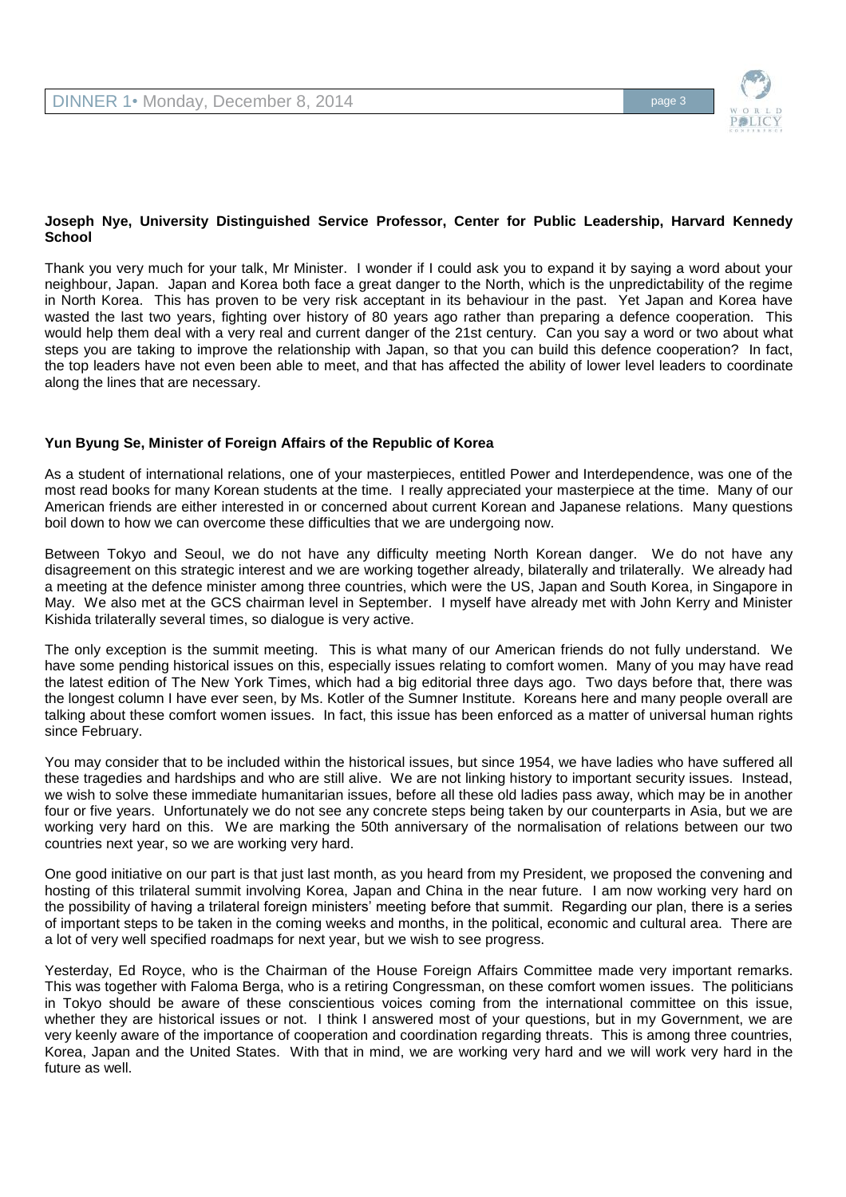**Joseph Nye, University Distinguished Service Professor, Center for Public Leadership, Harvard Kennedy School**

Thank you very much for your talk, Mr Minister. I wonder if I could ask you to expand it by saying a word about your neighbour, Japan. Japan and Korea both face a great danger to the North, which is the unpredictability of the regime in North Korea. This has proven to be very risk acceptant in its behaviour in the past. Yet Japan and Korea have wasted the last two years, fighting over history of 80 years ago rather than preparing a defence cooperation. This would help them deal with a very real and current danger of the 21st century. Can you say a word or two about what steps you are taking to improve the relationship with Japan, so that you can build this defence cooperation? In fact, the top leaders have not even been able to meet, and that has affected the ability of lower level leaders to coordinate along the lines that are necessary.

**Yun Byung Se, Minister of Foreign Affairs of the Republic of Korea**

As a student of international relations, one of your masterpieces, entitled Power and Interdependence, was one of the most read books for many Korean students at the time. I really appreciated your masterpiece at the time. Many of our American friends are either interested in or concerned about current Korean and Japanese relations. Many questions boil down to how we can overcome these difficulties that we are undergoing now.

Between Tokyo and Seoul, we do not have any difficulty meeting North Korean danger. We do not have any disagreement on this strategic interest and we are working together already, bilaterally and trilaterally. We already had a meeting at the defence minister among three countries, which were the US, Japan and South Korea, in Singapore in May. We also met at the GCS chairman level in September. I myself have already met with John Kerry and Minister Kishida trilaterally several times, so dialogue is very active.

The only exception is the summit meeting. This is what many of our American friends do not fully understand. We have some pending historical issues on this, especially issues relating to comfort women. Many of you may have read the latest edition of The New York Times, which had a big editorial three days ago. Two days before that, there was the longest column I have ever seen, by Ms. Kotler of the Sumner Institute. Koreans here and many people overall are talking about these comfort women issues. In fact, this issue has been enforced as a matter of universal human rights since February.

You may consider that to be included within the historical issues, but since 1954, we have ladies who have suffered all these tragedies and hardships and who are still alive. We are not linking history to important security issues. Instead, we wish to solve these immediate humanitarian issues, before all these old ladies pass away, which may be in another four or five years. Unfortunately we do not see any concrete steps being taken by our counterparts in Asia, but we are working very hard on this. We are marking the 50th anniversary of the normalisation of relations between our two countries next year, so we are working very hard.

One good initiative on our part is that just last month, as you heard from my President, we proposed the convening and hosting of this trilateral summit involving Korea, Japan and China in the near future. I am now working very hard on the possibility of having a trilateral foreign ministers' meeting before that summit. Regarding our plan, there is a series of important steps to be taken in the coming weeks and months, in the political, economic and cultural area. There are a lot of very well specified roadmaps for next year, but we wish to see progress.

Yesterday, Ed Royce, who is the Chairman of the House Foreign Affairs Committee made very important remarks. This was together with Faloma Berga, who is a retiring Congressman, on these comfort women issues. The politicians in Tokyo should be aware of these conscientious voices coming from the international committee on this issue, whether they are historical issues or not. I think I answered most of your questions, but in my Government, we are very keenly aware of the importance of cooperation and coordination regarding threats. This is among three countries, Korea, Japan and the United States. With that in mind, we are working very hard and we will work very hard in the future as well.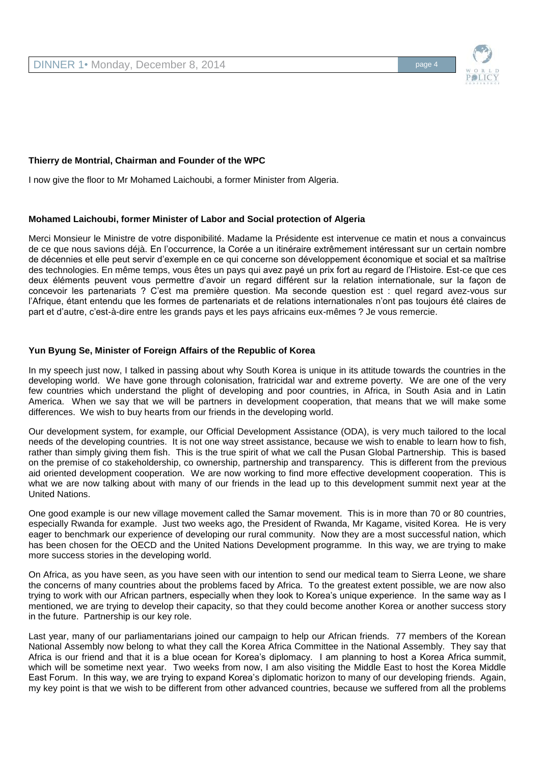**Thierry de Montrial, Chairman and Founder of the WPC**

I now give the floor to Mr Mohamed Laichoubi, a former Minister from Algeria.

**Mohamed Laichoubi, former Minister of Labor and Social protection of Algeria**

Merci Monsieur le Ministre de votre disponibilité. Madame la Présidente est intervenue ce matin et nous a convaincus de ce que nous savions déjà. En l'occurrence, la Corée a un itinéraire extrêmement intéressant sur un certain nombre de décennies et elle peut servir d'exemple en ce qui concerne son développement économique et social et sa maîtrise des technologies. En même temps, vous êtes un pays qui avez payé un prix fort au regard de l'Histoire. Est-ce que ces deux éléments peuvent vous permettre d'avoir un regard différent sur la relation internationale, sur la façon de concevoir les partenariats ? C'est ma première question. Ma seconde question est : quel regard avez-vous sur l'Afrique, étant entendu que les formes de partenariats et de relations internationales n'ont pas toujours été claires de part et d'autre, c'est-à-dire entre les grands pays et les pays africains eux-mêmes ? Je vous remercie.

**Yun Byung Se, Minister of Foreign Affairs of the Republic of Korea**

In my speech just now, I talked in passing about why South Korea is unique in its attitude towards the countries in the developing world. We have gone through colonisation, fratricidal war and extreme poverty. We are one of the very few countries which understand the plight of developing and poor countries, in Africa, in South Asia and in Latin America. When we say that we will be partners in development cooperation, that means that we will make some differences. We wish to buy hearts from our friends in the developing world.

Our development system, for example, our Official Development Assistance (ODA), is very much tailored to the local needs of the developing countries. It is not one way street assistance, because we wish to enable to learn how to fish, rather than simply giving them fish. This is the true spirit of what we call the Pusan Global Partnership. This is based on the premise of co stakeholdership, co ownership, partnership and transparency. This is different from the previous aid oriented development cooperation. We are now working to find more effective development cooperation. This is what we are now talking about with many of our friends in the lead up to this development summit next year at the United Nations.

One good example is our new village movement called the Samar movement. This is in more than 70 or 80 countries, especially Rwanda for example. Just two weeks ago, the President of Rwanda, Mr Kagame, visited Korea. He is very eager to benchmark our experience of developing our rural community. Now they are a most successful nation, which has been chosen for the OECD and the United Nations Development programme. In this way, we are trying to make more success stories in the developing world.

On Africa, as you have seen, as you have seen with our intention to send our medical team to Sierra Leone, we share the concerns of many countries about the problems faced by Africa. To the greatest extent possible, we are now also trying to work with our African partners, especially when they look to Korea's unique experience. In the same way as I mentioned, we are trying to develop their capacity, so that they could become another Korea or another success story in the future. Partnership is our key role.

Last year, many of our parliamentarians joined our campaign to help our African friends. 77 members of the Korean National Assembly now belong to what they call the Korea Africa Committee in the National Assembly. They say that Africa is our friend and that it is a blue ocean for Korea's diplomacy. I am planning to host a Korea Africa summit, which will be sometime next year. Two weeks from now, I am also visiting the Middle East to host the Korea Middle East Forum. In this way, we are trying to expand Korea's diplomatic horizon to many of our developing friends. Again, my key point is that we wish to be different from other advanced countries, because we suffered from all the problems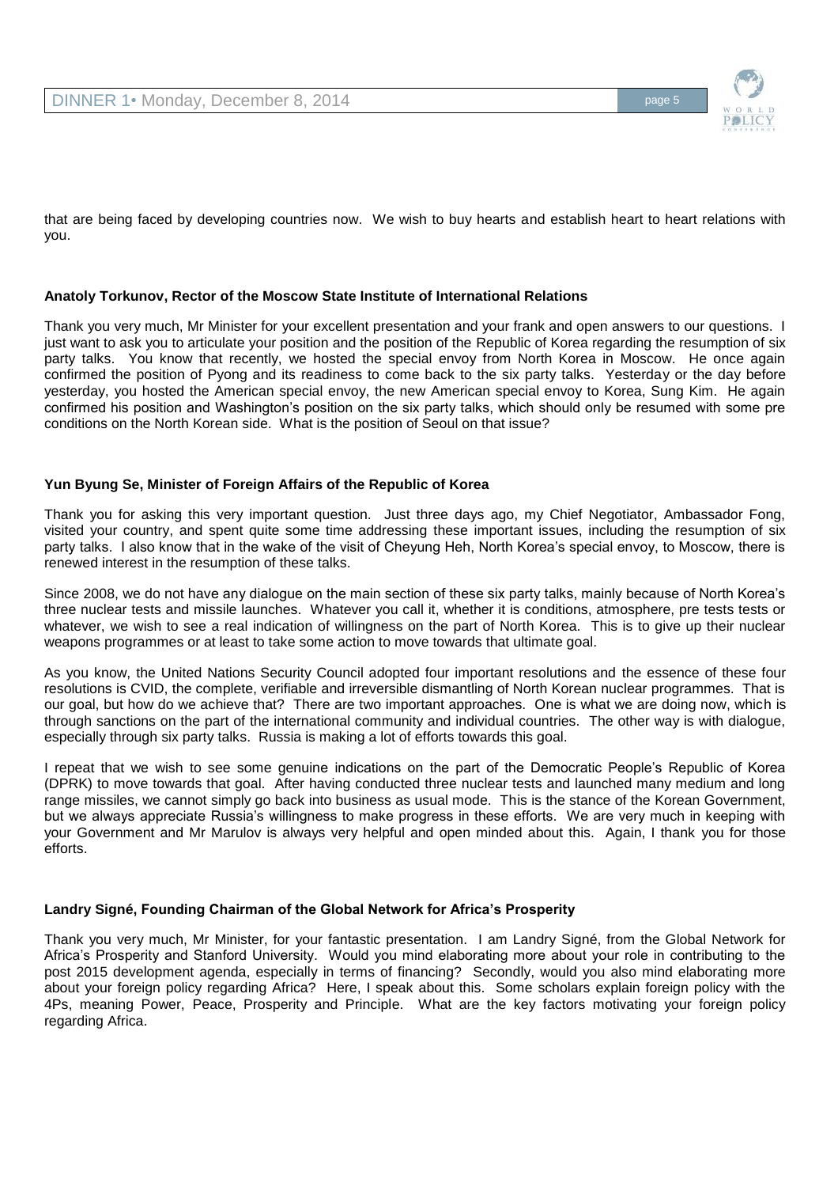that are being faced by developing countries now. We wish to buy hearts and establish heart to heart relations with you.

**Anatoly Torkunov, Rector of the Moscow State Institute of International Relations**

Thank you very much, Mr Minister for your excellent presentation and your frank and open answers to our questions. I just want to ask you to articulate your position and the position of the Republic of Korea regarding the resumption of six party talks. You know that recently, we hosted the special envoy from North Korea in Moscow. He once again confirmed the position of Pyong and its readiness to come back to the six party talks. Yesterday or the day before yesterday, you hosted the American special envoy, the new American special envoy to Korea, Sung Kim. He again confirmed his position and Washington's position on the six party talks, which should only be resumed with some pre conditions on the North Korean side. What is the position of Seoul on that issue?

**Yun Byung Se, Minister of Foreign Affairs of the Republic of Korea**

Thank you for asking this very important question. Just three days ago, my Chief Negotiator, Ambassador Fong, visited your country, and spent quite some time addressing these important issues, including the resumption of six party talks. I also know that in the wake of the visit of Cheyung Heh, North Korea's special envoy, to Moscow, there is renewed interest in the resumption of these talks.

Since 2008, we do not have any dialogue on the main section of these six party talks, mainly because of North Korea's three nuclear tests and missile launches. Whatever you call it, whether it is conditions, atmosphere, pre tests tests or whatever, we wish to see a real indication of willingness on the part of North Korea. This is to give up their nuclear weapons programmes or at least to take some action to move towards that ultimate goal.

As you know, the United Nations Security Council adopted four important resolutions and the essence of these four resolutions is CVID, the complete, verifiable and irreversible dismantling of North Korean nuclear programmes. That is our goal, but how do we achieve that? There are two important approaches. One is what we are doing now, which is through sanctions on the part of the international community and individual countries. The other way is with dialogue, especially through six party talks. Russia is making a lot of efforts towards this goal.

I repeat that we wish to see some genuine indications on the part of the Democratic People's Republic of Korea (DPRK) to move towards that goal. After having conducted three nuclear tests and launched many medium and long range missiles, we cannot simply go back into business as usual mode. This is the stance of the Korean Government, but we always appreciate Russia's willingness to make progress in these efforts. We are very much in keeping with your Government and Mr Marulov is always very helpful and open minded about this. Again, I thank you for those efforts.

**Landry Signé, Founding Chairman of the Global Network for Africa's Prosperity**

Thank you very much, Mr Minister, for your fantastic presentation. I am Landry Signé, from the Global Network for Africa's Prosperity and Stanford University. Would you mind elaborating more about your role in contributing to the post 2015 development agenda, especially in terms of financing? Secondly, would you also mind elaborating more about your foreign policy regarding Africa? Here, I speak about this. Some scholars explain foreign policy with the 4Ps, meaning Power, Peace, Prosperity and Principle. What are the key factors motivating your foreign policy regarding Africa.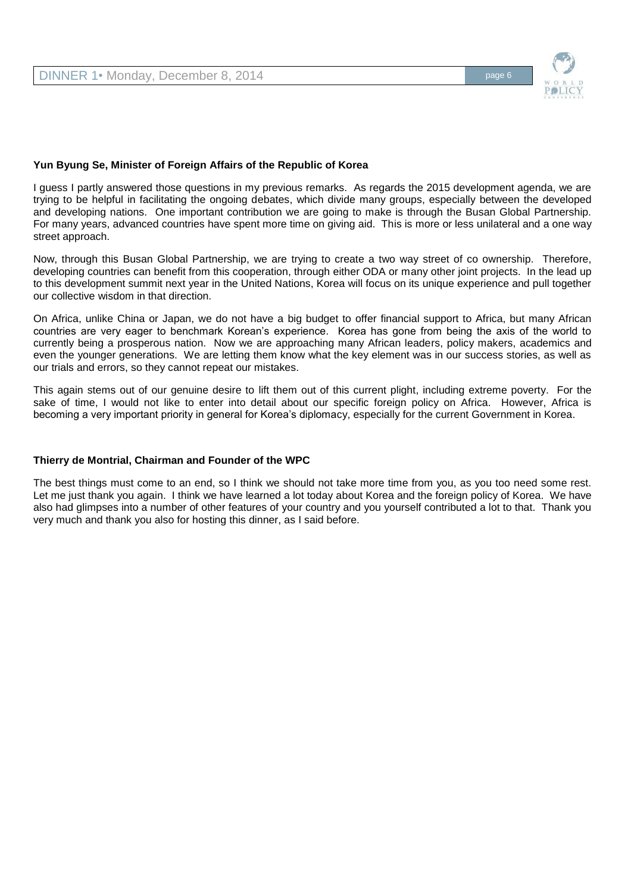**Yun Byung Se, Minister of Foreign Affairs of the Republic of Korea**

I guess I partly answered those questions in my previous remarks. As regards the 2015 development agenda, we are trying to be helpful in facilitating the ongoing debates, which divide many groups, especially between the developed and developing nations. One important contribution we are going to make is through the Busan Global Partnership. For many years, advanced countries have spent more time on giving aid. This is more or less unilateral and a one way street approach.

Now, through this Busan Global Partnership, we are trying to create a two way street of co ownership. Therefore, developing countries can benefit from this cooperation, through either ODA or many other joint projects. In the lead up to this development summit next year in the United Nations, Korea will focus on its unique experience and pull together our collective wisdom in that direction.

On Africa, unlike China or Japan, we do not have a big budget to offer financial support to Africa, but many African countries are very eager to benchmark Korean's experience. Korea has gone from being the axis of the world to currently being a prosperous nation. Now we are approaching many African leaders, policy makers, academics and even the younger generations. We are letting them know what the key element was in our success stories, as well as our trials and errors, so they cannot repeat our mistakes.

This again stems out of our genuine desire to lift them out of this current plight, including extreme poverty. For the sake of time, I would not like to enter into detail about our specific foreign policy on Africa. However, Africa is becoming a very important priority in general for Korea's diplomacy, especially for the current Government in Korea.

**Thierry de Montrial, Chairman and Founder of the WPC**

The best things must come to an end, so I think we should not take more time from you, as you too need some rest. Let me just thank you again. I think we have learned a lot today about Korea and the foreign policy of Korea. We have also had glimpses into a number of other features of your country and you yourself contributed a lot to that. Thank you very much and thank you also for hosting this dinner, as I said before.